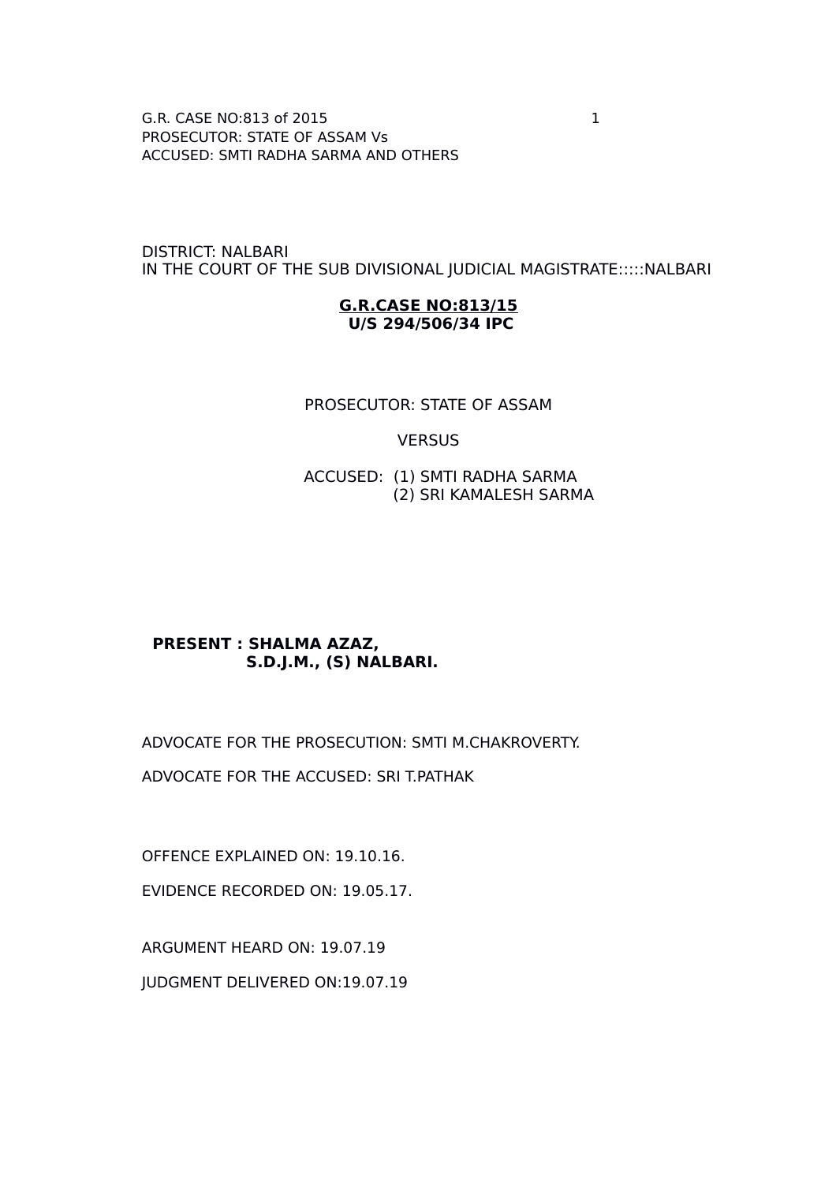DISTRICT: NALBARI
IN THE COURT OF THE SUB DIVISIONAL JUDICIAL MAGISTRATE:::::NALBARI

**G.R.CASE NO:813/15**
**U/S 294/506/34 IPC**

PROSECUTOR: STATE OF ASSAM

VERSUS

ACCUSED: (1) SMTI RADHA SARMA
(2) SRI KAMALESH SARMA

**PRESENT : SHALMA AZAZ,**
**S.D.J.M., (S) NALBARI.**

ADVOCATE FOR THE PROSECUTION: SMTI M.CHAKROVERTY.

ADVOCATE FOR THE ACCUSED: SRI T.PATHAK

OFFENCE EXPLAINED ON: 19.10.16.

EVIDENCE RECORDED ON: 19.05.17.

ARGUMENT HEARD ON: 19.07.19

JUDGMENT DELIVERED ON:19.07.19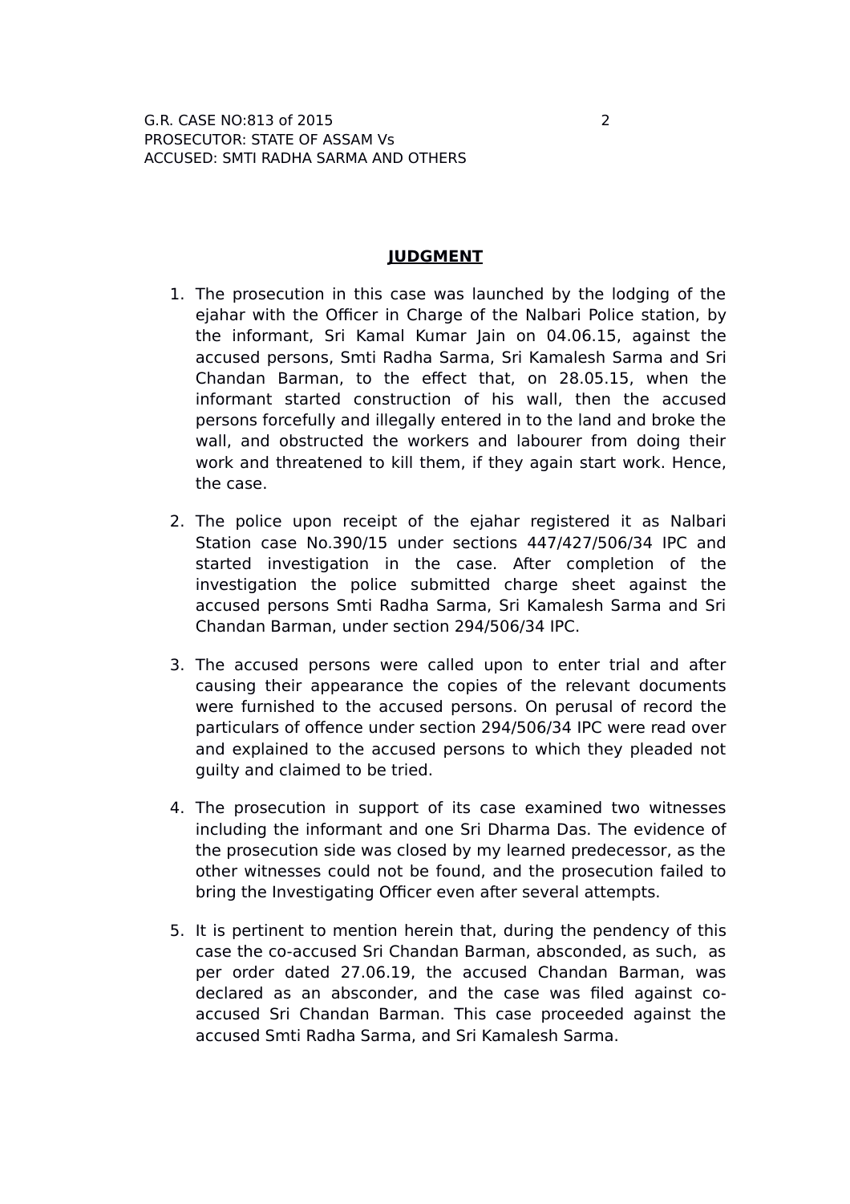## JUDGMENT

1. The prosecution in this case was launched by the lodging of the ejahar with the Officer in Charge of the Nalbari Police station, by the informant, Sri Kamal Kumar Jain on 04.06.15, against the accused persons, Smti Radha Sarma, Sri Kamalesh Sarma and Sri Chandan Barman, to the effect that, on 28.05.15, when the informant started construction of his wall, then the accused persons forcefully and illegally entered in to the land and broke the wall, and obstructed the workers and labourer from doing their work and threatened to kill them, if they again start work. Hence, the case.

2. The police upon receipt of the ejahar registered it as Nalbari Station case No.390/15 under sections 447/427/506/34 IPC and started investigation in the case. After completion of the investigation the police submitted charge sheet against the accused persons Smti Radha Sarma, Sri Kamalesh Sarma and Sri Chandan Barman, under section 294/506/34 IPC.

3. The accused persons were called upon to enter trial and after causing their appearance the copies of the relevant documents were furnished to the accused persons. On perusal of record the particulars of offence under section 294/506/34 IPC were read over and explained to the accused persons to which they pleaded not guilty and claimed to be tried.

4. The prosecution in support of its case examined two witnesses including the informant and one Sri Dharma Das. The evidence of the prosecution side was closed by my learned predecessor, as the other witnesses could not be found, and the prosecution failed to bring the Investigating Officer even after several attempts.

5. It is pertinent to mention herein that, during the pendency of this case the co-accused Sri Chandan Barman, absconded, as such, as per order dated 27.06.19, the accused Chandan Barman, was declared as an absconder, and the case was filed against co-accused Sri Chandan Barman. This case proceeded against the accused Smti Radha Sarma, and Sri Kamalesh Sarma.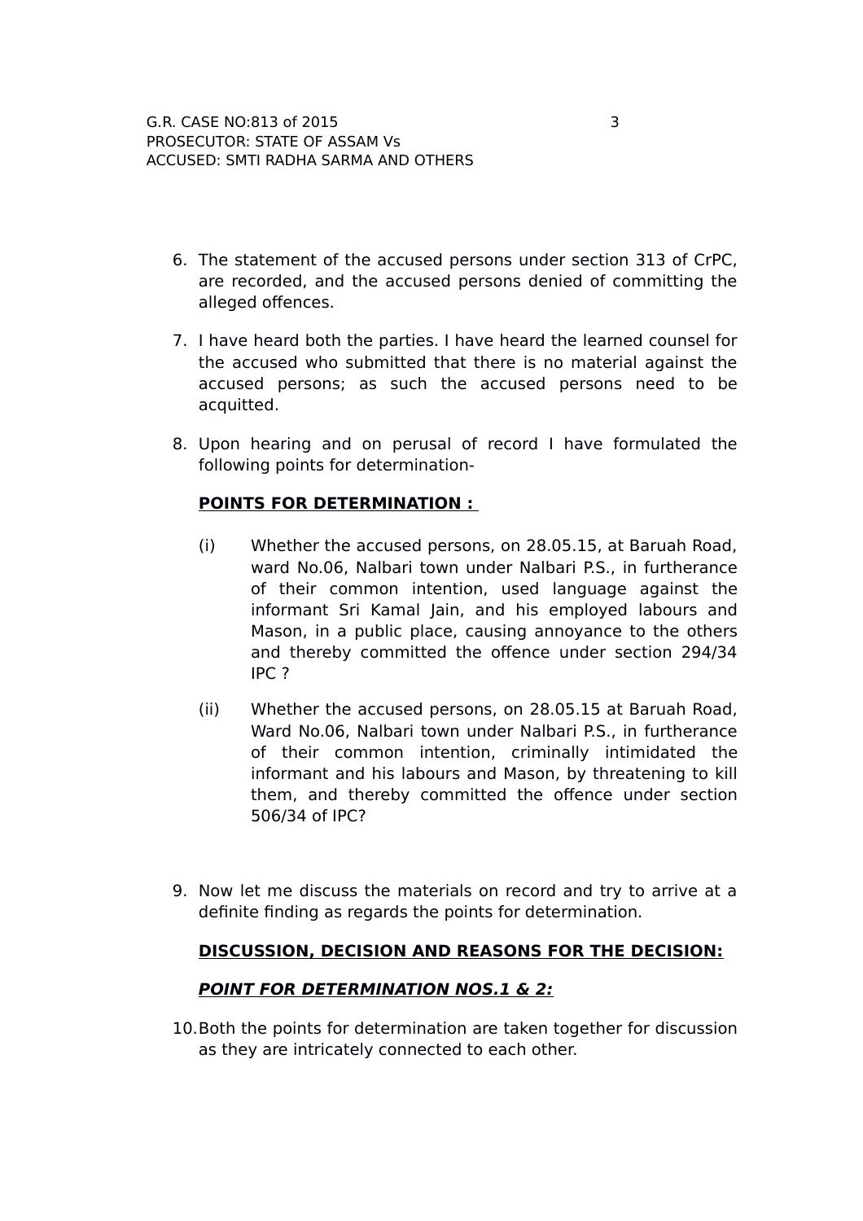6. The statement of the accused persons under section 313 of CrPC, are recorded, and the accused persons denied of committing the alleged offences.

7. I have heard both the parties. I have heard the learned counsel for the accused who submitted that there is no material against the accused persons; as such the accused persons need to be acquitted.

8. Upon hearing and on perusal of record I have formulated the following points for determination-

   **POINTS FOR DETERMINATION :**

   (i) Whether the accused persons, on 28.05.15, at Baruah Road, ward No.06, Nalbari town under Nalbari P.S., in furtherance of their common intention, used language against the informant Sri Kamal Jain, and his employed labours and Mason, in a public place, causing annoyance to the others and thereby committed the offence under section 294/34 IPC ?

   (ii) Whether the accused persons, on 28.05.15 at Baruah Road, Ward No.06, Nalbari town under Nalbari P.S., in furtherance of their common intention, criminally intimidated the informant and his labours and Mason, by threatening to kill them, and thereby committed the offence under section 506/34 of IPC?

9. Now let me discuss the materials on record and try to arrive at a definite finding as regards the points for determination.

   **DISCUSSION, DECISION AND REASONS FOR THE DECISION:**

   ***POINT FOR DETERMINATION NOS.1 & 2:***

10. Both the points for determination are taken together for discussion as they are intricately connected to each other.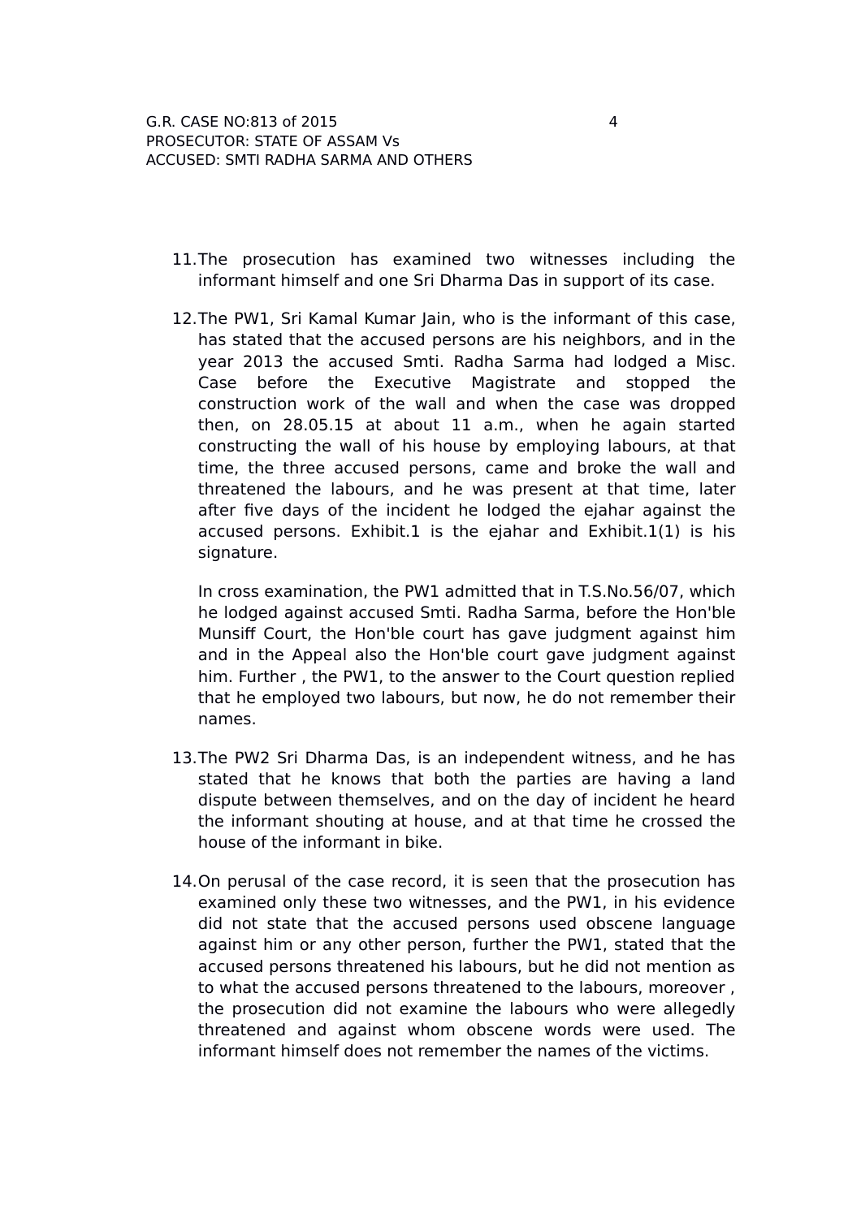11. The prosecution has examined two witnesses including the informant himself and one Sri Dharma Das in support of its case.

12. The PW1, Sri Kamal Kumar Jain, who is the informant of this case, has stated that the accused persons are his neighbors, and in the year 2013 the accused Smti. Radha Sarma had lodged a Misc. Case before the Executive Magistrate and stopped the construction work of the wall and when the case was dropped then, on 28.05.15 at about 11 a.m., when he again started constructing the wall of his house by employing labours, at that time, the three accused persons, came and broke the wall and threatened the labours, and he was present at that time, later after five days of the incident he lodged the ejahar against the accused persons. Exhibit.1 is the ejahar and Exhibit.1(1) is his signature.

    In cross examination, the PW1 admitted that in T.S.No.56/07, which he lodged against accused Smti. Radha Sarma, before the Hon'ble Munsiff Court, the Hon'ble court has gave judgment against him and in the Appeal also the Hon'ble court gave judgment against him. Further , the PW1, to the answer to the Court question replied that he employed two labours, but now, he do not remember their names.

13. The PW2 Sri Dharma Das, is an independent witness, and he has stated that he knows that both the parties are having a land dispute between themselves, and on the day of incident he heard the informant shouting at house, and at that time he crossed the house of the informant in bike.

14. On perusal of the case record, it is seen that the prosecution has examined only these two witnesses, and the PW1, in his evidence did not state that the accused persons used obscene language against him or any other person, further the PW1, stated that the accused persons threatened his labours, but he did not mention as to what the accused persons threatened to the labours, moreover , the prosecution did not examine the labours who were allegedly threatened and against whom obscene words were used. The informant himself does not remember the names of the victims.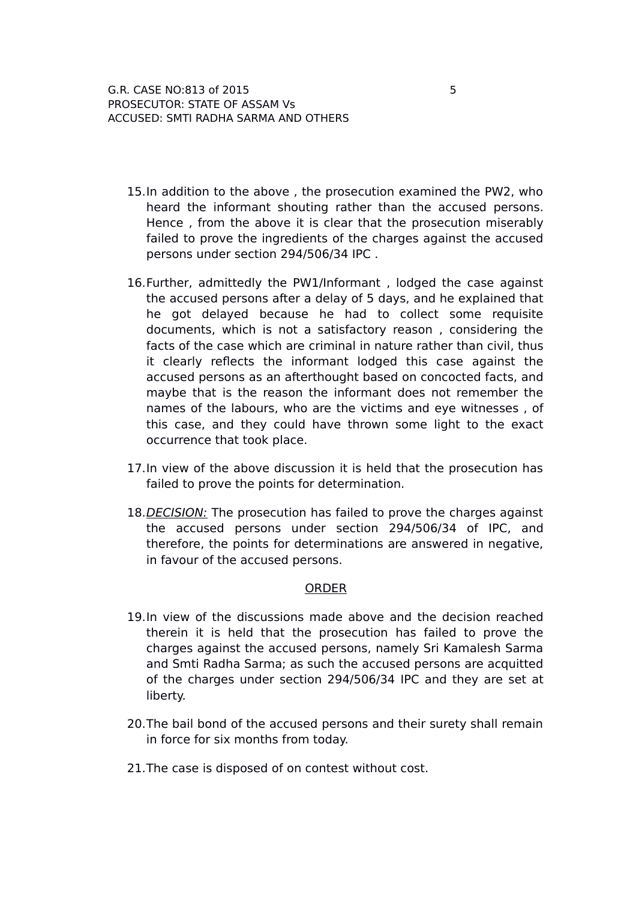15. In addition to the above , the prosecution examined the PW2, who heard the informant shouting rather than the accused persons. Hence , from the above it is clear that the prosecution miserably failed to prove the ingredients of the charges against the accused persons under section 294/506/34 IPC .

16. Further, admittedly the PW1/Informant , lodged the case against the accused persons after a delay of 5 days, and he explained that he got delayed because he had to collect some requisite documents, which is not a satisfactory reason , considering the facts of the case which are criminal in nature rather than civil, thus it clearly reflects the informant lodged this case against the accused persons as an afterthought based on concocted facts, and maybe that is the reason the informant does not remember the names of the labours, who are the victims and eye witnesses , of this case, and they could have thrown some light to the exact occurrence that took place.

17. In view of the above discussion it is held that the prosecution has failed to prove the points for determination.

18. *DECISION:* The prosecution has failed to prove the charges against the accused persons under section 294/506/34 of IPC, and therefore, the points for determinations are answered in negative, in favour of the accused persons.

## ORDER

19. In view of the discussions made above and the decision reached therein it is held that the prosecution has failed to prove the charges against the accused persons, namely Sri Kamalesh Sarma and Smti Radha Sarma; as such the accused persons are acquitted of the charges under section 294/506/34 IPC and they are set at liberty.

20. The bail bond of the accused persons and their surety shall remain in force for six months from today.

21. The case is disposed of on contest without cost.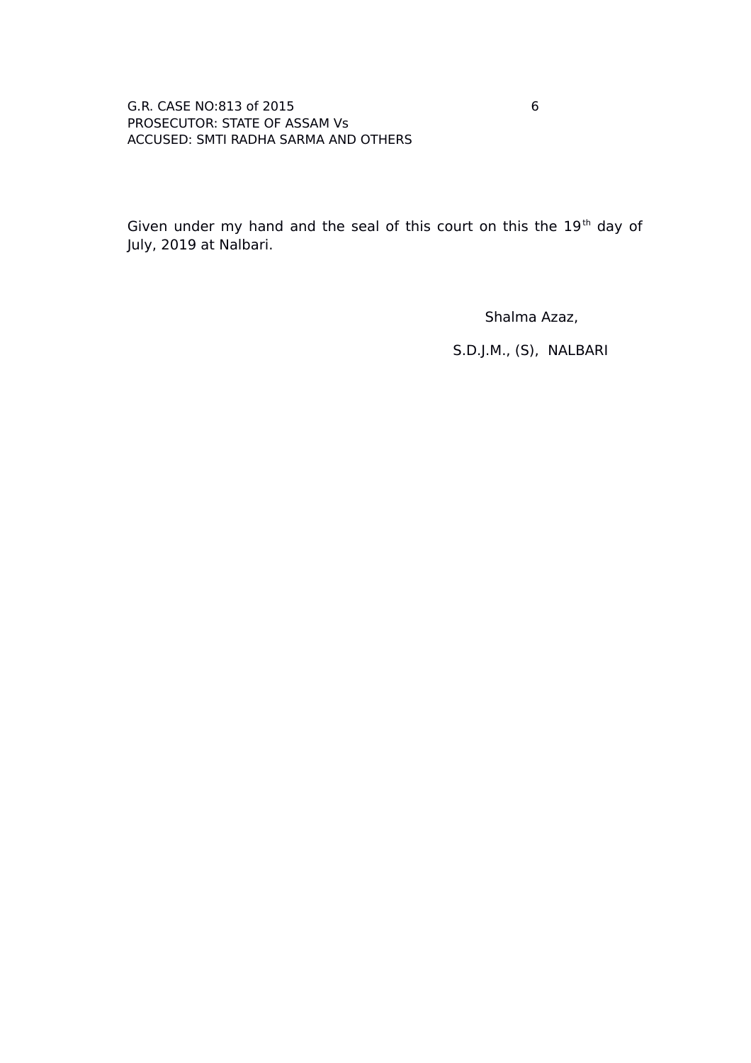Given under my hand and the seal of this court on this the 19th day of July, 2019 at Nalbari.

Shalma Azaz,

S.D.J.M., (S), NALBARI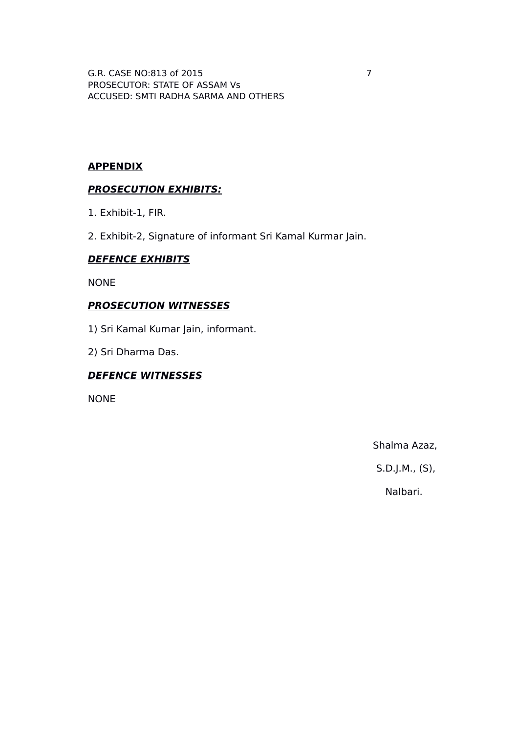**APPENDIX**

***PROSECUTION EXHIBITS:***

1. Exhibit-1, FIR.

2. Exhibit-2, Signature of informant Sri Kamal Kurmar Jain.

***DEFENCE EXHIBITS***

NONE

***PROSECUTION WITNESSES***

1) Sri Kamal Kumar Jain, informant.

2) Sri Dharma Das.

***DEFENCE WITNESSES***

NONE

Shalma Azaz,

S.D.J.M., (S),

Nalbari.